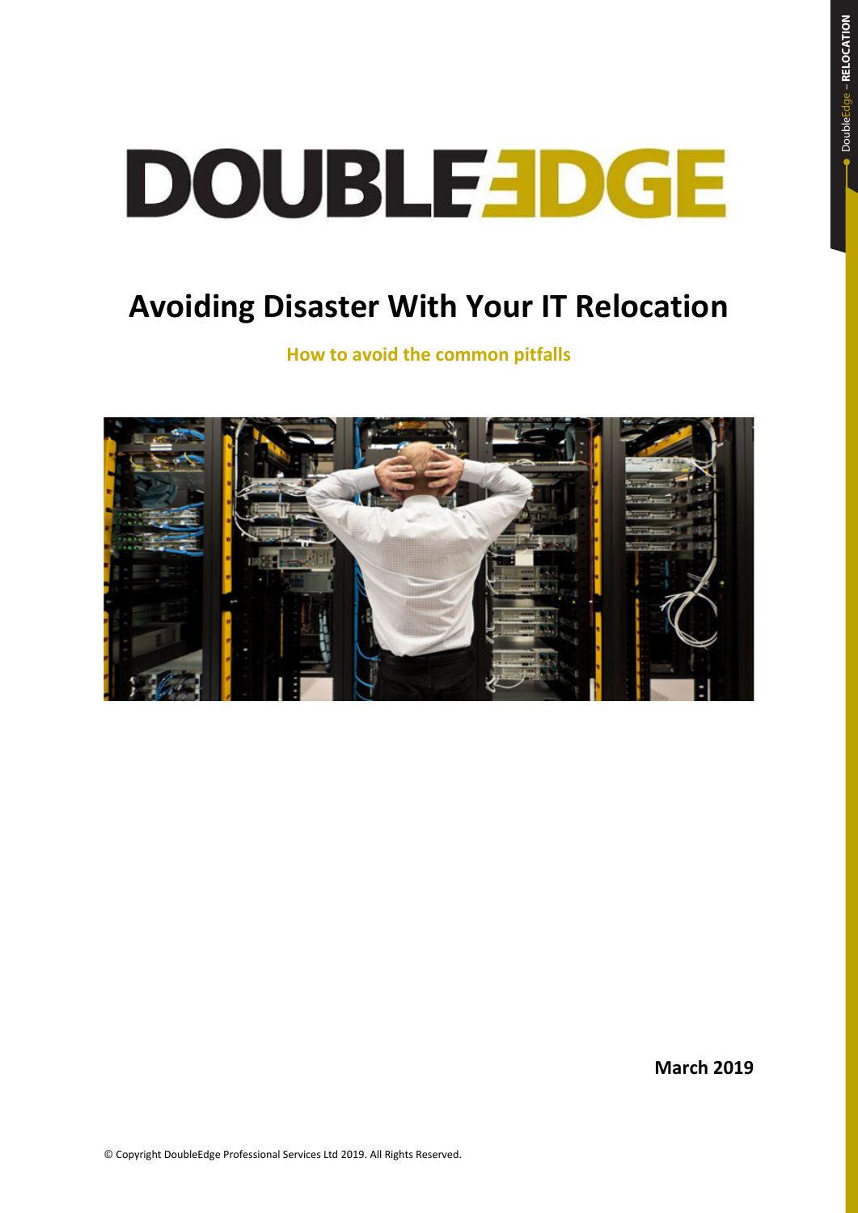# DOUBLEEDGE

## Avoiding Disaster With Your IT Relocation

**How to avoid the common pitfalls**

**March 2019**

© Copyright DoubleEdge Professional Services Ltd 2019. All Rights Reserved.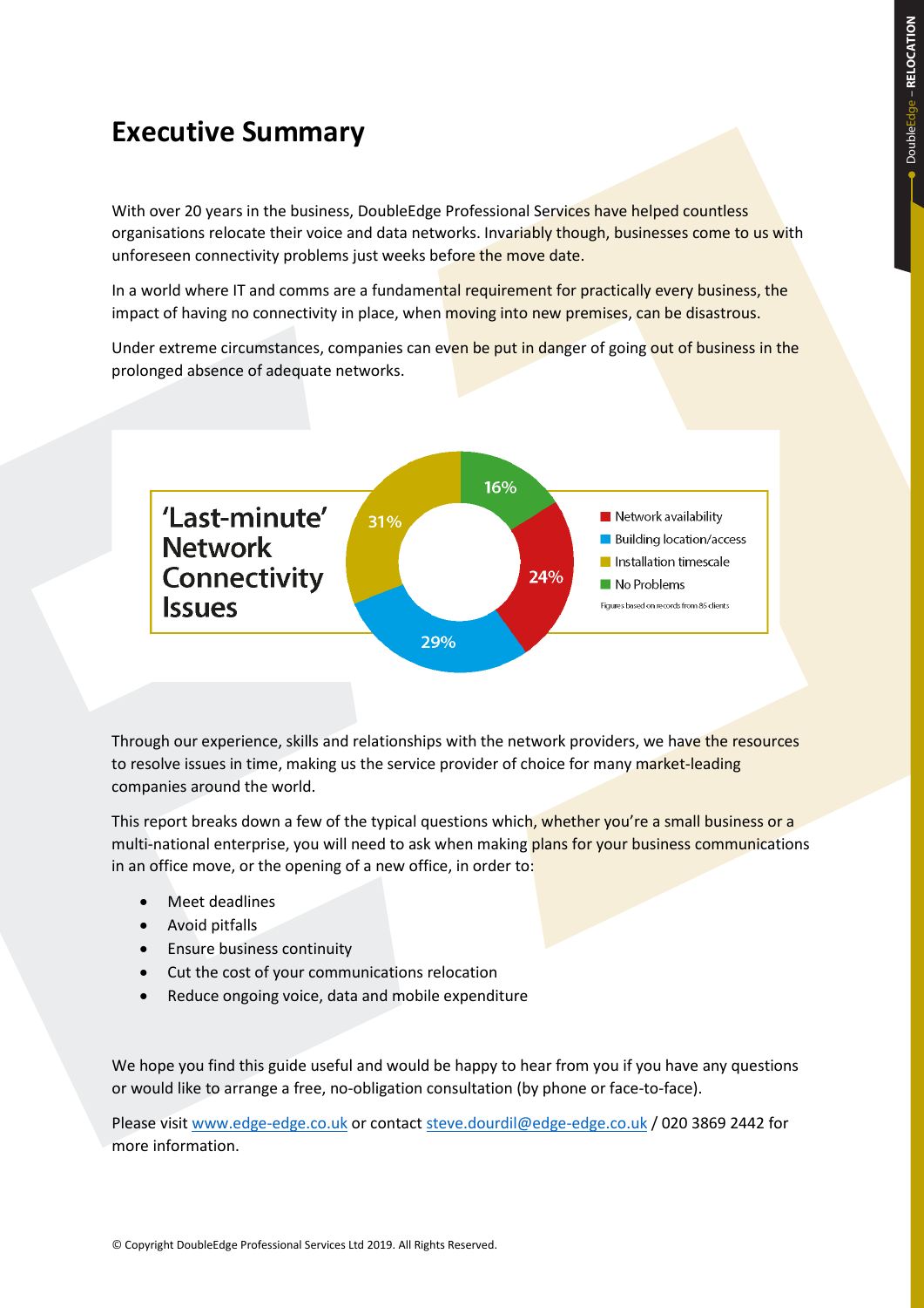# Executive Summary

With over 20 years in the business, DoubleEdge Professional Services have helped countless organisations relocate their voice and data networks. Invariably though, businesses come to us with unforeseen connectivity problems just weeks before the move date.

In a world where IT and comms are a fundamental requirement for practically every business, the impact of having no connectivity in place, when moving into new premises, can be disastrous.

Under extreme circumstances, companies can even be put in danger of going out of business in the prolonged absence of adequate networks.

**'Last-minute' Network Connectivity Issues**

| Issue | Percentage |
| --- | --- |
| Network availability | 24% |
| Building location/access | 29% |
| Installation timescale | 31% |
| No Problems | 16% |

Figures based on records from 85 clients

Through our experience, skills and relationships with the network providers, we have the resources to resolve issues in time, making us the service provider of choice for many market-leading companies around the world.

This report breaks down a few of the typical questions which, whether you're a small business or a multi-national enterprise, you will need to ask when making plans for your business communications in an office move, or the opening of a new office, in order to:

- Meet deadlines
- Avoid pitfalls
- Ensure business continuity
- Cut the cost of your communications relocation
- Reduce ongoing voice, data and mobile expenditure

We hope you find this guide useful and would be happy to hear from you if you have any questions or would like to arrange a free, no-obligation consultation (by phone or face-to-face).

Please visit www.edge-edge.co.uk or contact steve.dourdil@edge-edge.co.uk / 020 3869 2442 for more information.

© Copyright DoubleEdge Professional Services Ltd 2019. All Rights Reserved.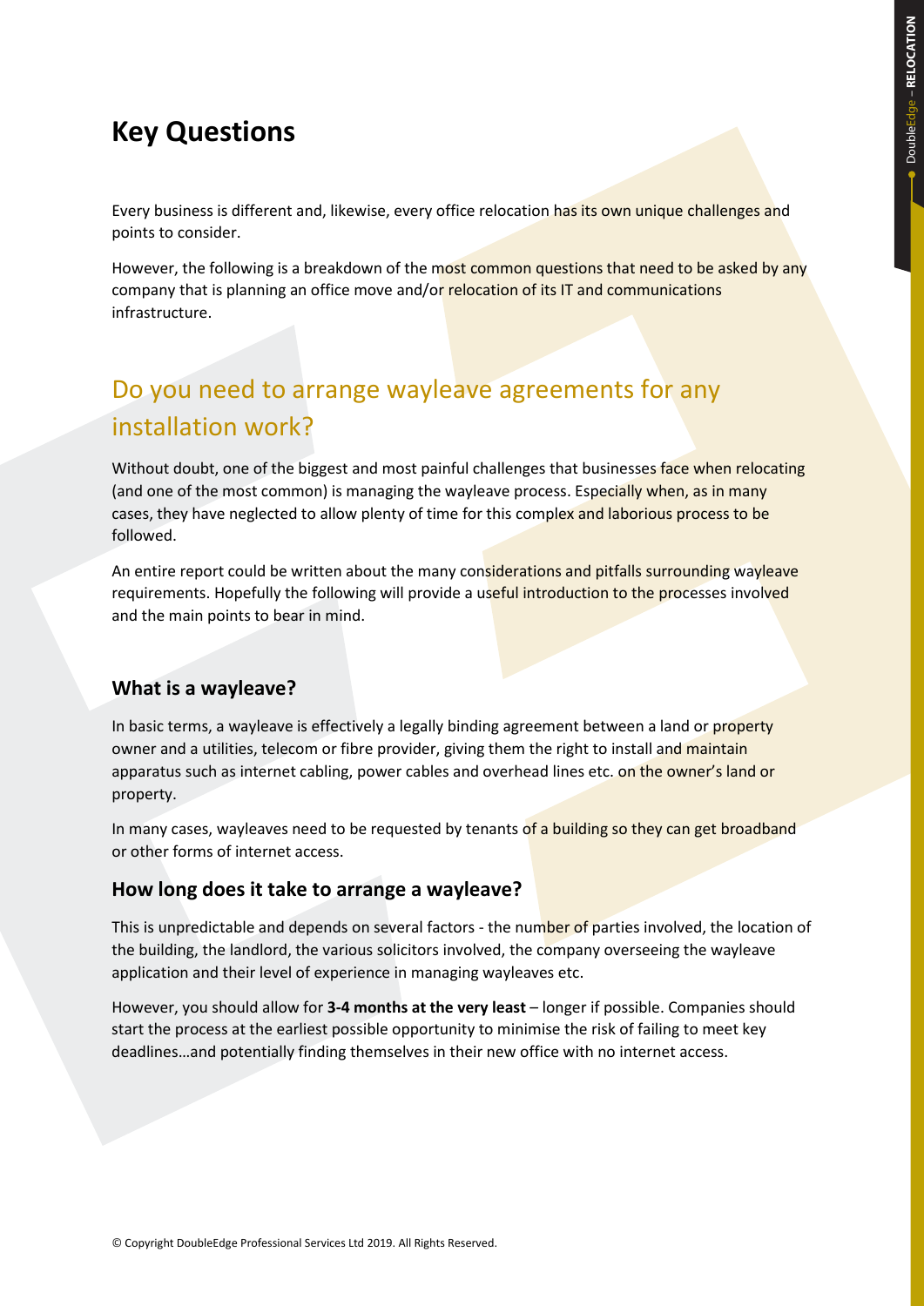# Key Questions

Every business is different and, likewise, every office relocation has its own unique challenges and points to consider.

However, the following is a breakdown of the most common questions that need to be asked by any company that is planning an office move and/or relocation of its IT and communications infrastructure.

## Do you need to arrange wayleave agreements for any installation work?

Without doubt, one of the biggest and most painful challenges that businesses face when relocating (and one of the most common) is managing the wayleave process. Especially when, as in many cases, they have neglected to allow plenty of time for this complex and laborious process to be followed.

An entire report could be written about the many considerations and pitfalls surrounding wayleave requirements. Hopefully the following will provide a useful introduction to the processes involved and the main points to bear in mind.

### What is a wayleave?

In basic terms, a wayleave is effectively a legally binding agreement between a land or property owner and a utilities, telecom or fibre provider, giving them the right to install and maintain apparatus such as internet cabling, power cables and overhead lines etc. on the owner's land or property.

In many cases, wayleaves need to be requested by tenants of a building so they can get broadband or other forms of internet access.

### How long does it take to arrange a wayleave?

This is unpredictable and depends on several factors - the number of parties involved, the location of the building, the landlord, the various solicitors involved, the company overseeing the wayleave application and their level of experience in managing wayleaves etc.

However, you should allow for **3-4 months at the very least** – longer if possible. Companies should start the process at the earliest possible opportunity to minimise the risk of failing to meet key deadlines…and potentially finding themselves in their new office with no internet access.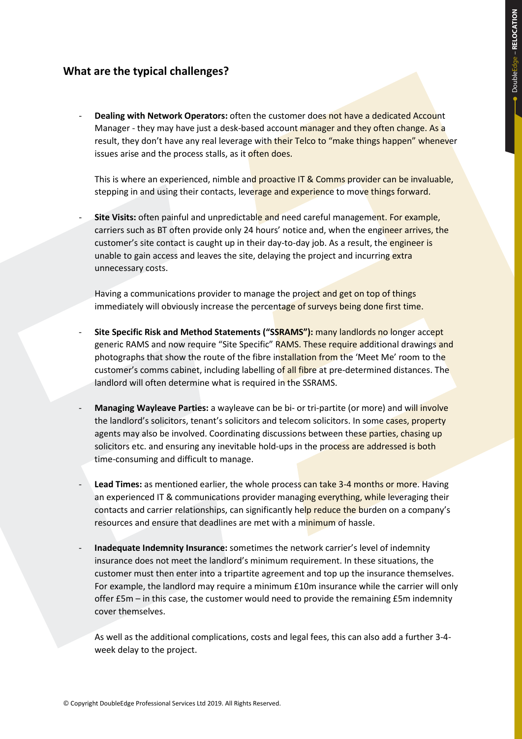## What are the typical challenges?

- **Dealing with Network Operators:** often the customer does not have a dedicated Account Manager - they may have just a desk-based account manager and they often change. As a result, they don't have any real leverage with their Telco to "make things happen" whenever issues arise and the process stalls, as it often does.

  This is where an experienced, nimble and proactive IT & Comms provider can be invaluable, stepping in and using their contacts, leverage and experience to move things forward.

- **Site Visits:** often painful and unpredictable and need careful management. For example, carriers such as BT often provide only 24 hours' notice and, when the engineer arrives, the customer's site contact is caught up in their day-to-day job. As a result, the engineer is unable to gain access and leaves the site, delaying the project and incurring extra unnecessary costs.

  Having a communications provider to manage the project and get on top of things immediately will obviously increase the percentage of surveys being done first time.

- **Site Specific Risk and Method Statements ("SSRAMS"):** many landlords no longer accept generic RAMS and now require "Site Specific" RAMS. These require additional drawings and photographs that show the route of the fibre installation from the 'Meet Me' room to the customer's comms cabinet, including labelling of all fibre at pre-determined distances. The landlord will often determine what is required in the SSRAMS.

- **Managing Wayleave Parties:** a wayleave can be bi- or tri-partite (or more) and will involve the landlord's solicitors, tenant's solicitors and telecom solicitors. In some cases, property agents may also be involved. Coordinating discussions between these parties, chasing up solicitors etc. and ensuring any inevitable hold-ups in the process are addressed is both time-consuming and difficult to manage.

- **Lead Times:** as mentioned earlier, the whole process can take 3-4 months or more. Having an experienced IT & communications provider managing everything, while leveraging their contacts and carrier relationships, can significantly help reduce the burden on a company's resources and ensure that deadlines are met with a minimum of hassle.

- **Inadequate Indemnity Insurance:** sometimes the network carrier's level of indemnity insurance does not meet the landlord's minimum requirement. In these situations, the customer must then enter into a tripartite agreement and top up the insurance themselves. For example, the landlord may require a minimum £10m insurance while the carrier will only offer £5m – in this case, the customer would need to provide the remaining £5m indemnity cover themselves.

  As well as the additional complications, costs and legal fees, this can also add a further 3-4-week delay to the project.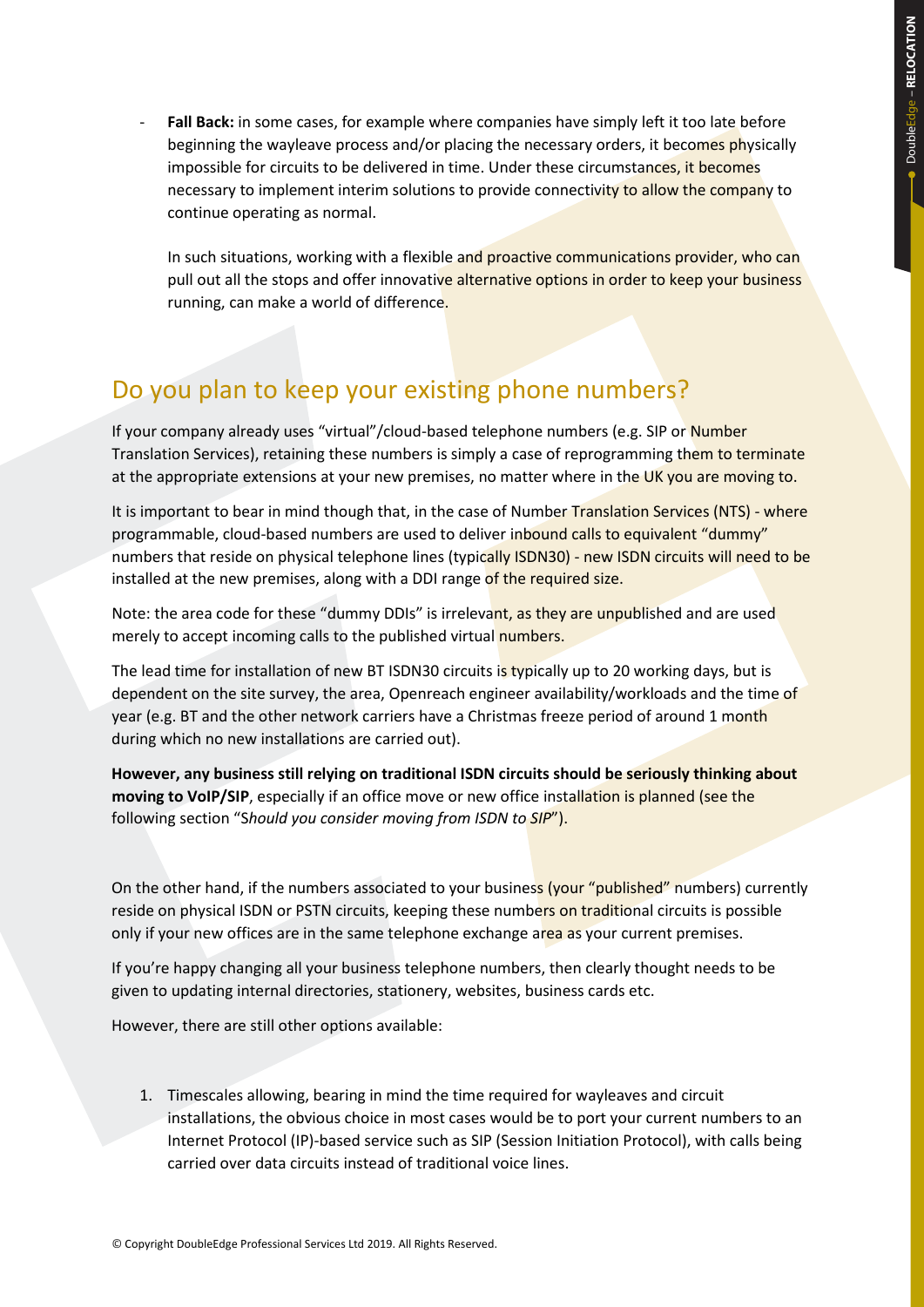- **Fall Back:** in some cases, for example where companies have simply left it too late before beginning the wayleave process and/or placing the necessary orders, it becomes physically impossible for circuits to be delivered in time. Under these circumstances, it becomes necessary to implement interim solutions to provide connectivity to allow the company to continue operating as normal.

  In such situations, working with a flexible and proactive communications provider, who can pull out all the stops and offer innovative alternative options in order to keep your business running, can make a world of difference.

## Do you plan to keep your existing phone numbers?

If your company already uses "virtual"/cloud-based telephone numbers (e.g. SIP or Number Translation Services), retaining these numbers is simply a case of reprogramming them to terminate at the appropriate extensions at your new premises, no matter where in the UK you are moving to.

It is important to bear in mind though that, in the case of Number Translation Services (NTS) - where programmable, cloud-based numbers are used to deliver inbound calls to equivalent "dummy" numbers that reside on physical telephone lines (typically ISDN30) - new ISDN circuits will need to be installed at the new premises, along with a DDI range of the required size.

Note: the area code for these "dummy DDIs" is irrelevant, as they are unpublished and are used merely to accept incoming calls to the published virtual numbers.

The lead time for installation of new BT ISDN30 circuits is typically up to 20 working days, but is dependent on the site survey, the area, Openreach engineer availability/workloads and the time of year (e.g. BT and the other network carriers have a Christmas freeze period of around 1 month during which no new installations are carried out).

**However, any business still relying on traditional ISDN circuits should be seriously thinking about moving to VoIP/SIP**, especially if an office move or new office installation is planned (see the following section "*Should you consider moving from ISDN to SIP*").

On the other hand, if the numbers associated to your business (your "published" numbers) currently reside on physical ISDN or PSTN circuits, keeping these numbers on traditional circuits is possible only if your new offices are in the same telephone exchange area as your current premises.

If you're happy changing all your business telephone numbers, then clearly thought needs to be given to updating internal directories, stationery, websites, business cards etc.

However, there are still other options available:

1. Timescales allowing, bearing in mind the time required for wayleaves and circuit installations, the obvious choice in most cases would be to port your current numbers to an Internet Protocol (IP)-based service such as SIP (Session Initiation Protocol), with calls being carried over data circuits instead of traditional voice lines.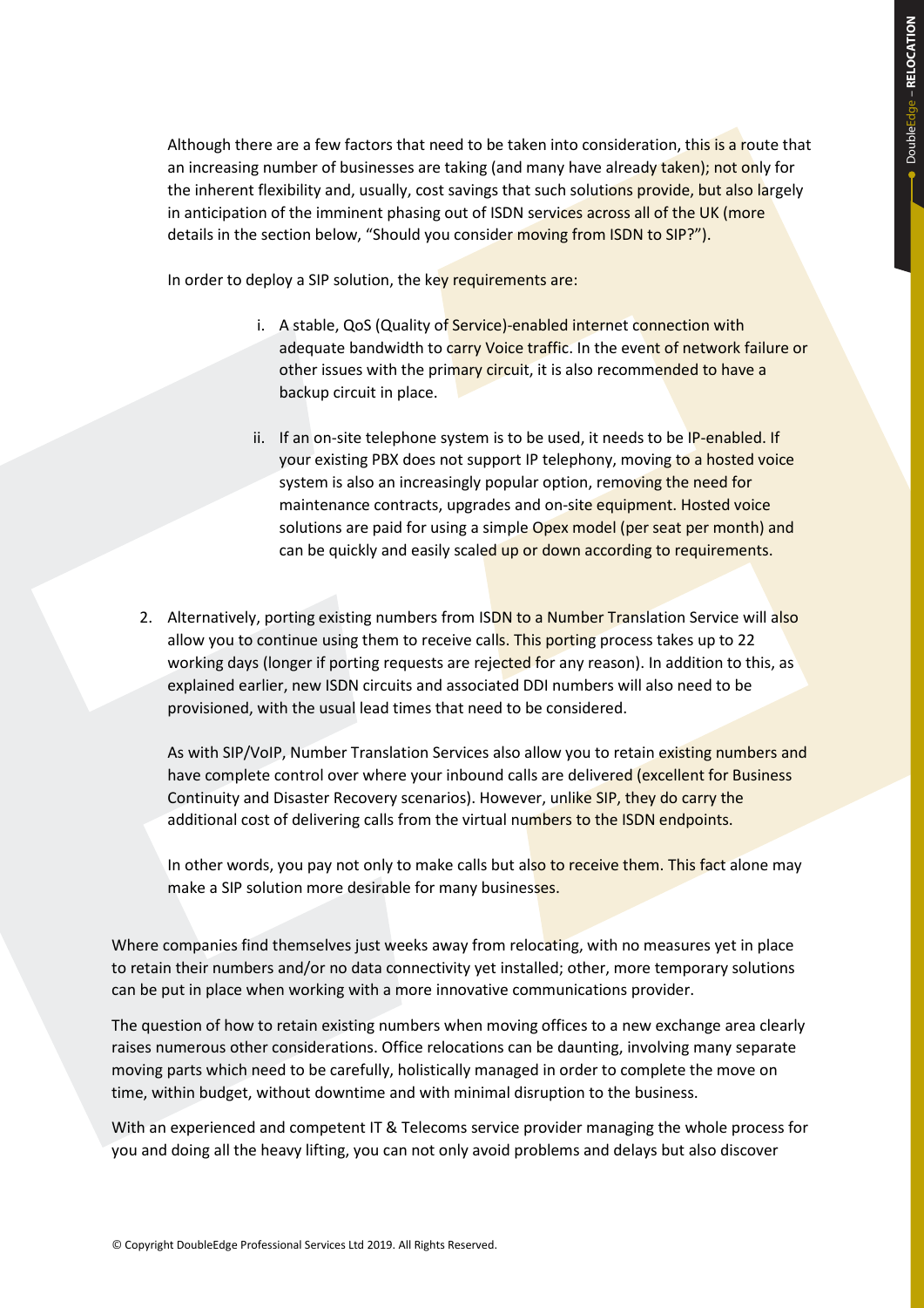Although there are a few factors that need to be taken into consideration, this is a route that an increasing number of businesses are taking (and many have already taken); not only for the inherent flexibility and, usually, cost savings that such solutions provide, but also largely in anticipation of the imminent phasing out of ISDN services across all of the UK (more details in the section below, "Should you consider moving from ISDN to SIP?").

In order to deploy a SIP solution, the key requirements are:

i. A stable, QoS (Quality of Service)-enabled internet connection with adequate bandwidth to carry Voice traffic. In the event of network failure or other issues with the primary circuit, it is also recommended to have a backup circuit in place.

ii. If an on-site telephone system is to be used, it needs to be IP-enabled. If your existing PBX does not support IP telephony, moving to a hosted voice system is also an increasingly popular option, removing the need for maintenance contracts, upgrades and on-site equipment. Hosted voice solutions are paid for using a simple Opex model (per seat per month) and can be quickly and easily scaled up or down according to requirements.

2. Alternatively, porting existing numbers from ISDN to a Number Translation Service will also allow you to continue using them to receive calls. This porting process takes up to 22 working days (longer if porting requests are rejected for any reason). In addition to this, as explained earlier, new ISDN circuits and associated DDI numbers will also need to be provisioned, with the usual lead times that need to be considered.

   As with SIP/VoIP, Number Translation Services also allow you to retain existing numbers and have complete control over where your inbound calls are delivered (excellent for Business Continuity and Disaster Recovery scenarios). However, unlike SIP, they do carry the additional cost of delivering calls from the virtual numbers to the ISDN endpoints.

   In other words, you pay not only to make calls but also to receive them. This fact alone may make a SIP solution more desirable for many businesses.

Where companies find themselves just weeks away from relocating, with no measures yet in place to retain their numbers and/or no data connectivity yet installed; other, more temporary solutions can be put in place when working with a more innovative communications provider.

The question of how to retain existing numbers when moving offices to a new exchange area clearly raises numerous other considerations. Office relocations can be daunting, involving many separate moving parts which need to be carefully, holistically managed in order to complete the move on time, within budget, without downtime and with minimal disruption to the business.

With an experienced and competent IT & Telecoms service provider managing the whole process for you and doing all the heavy lifting, you can not only avoid problems and delays but also discover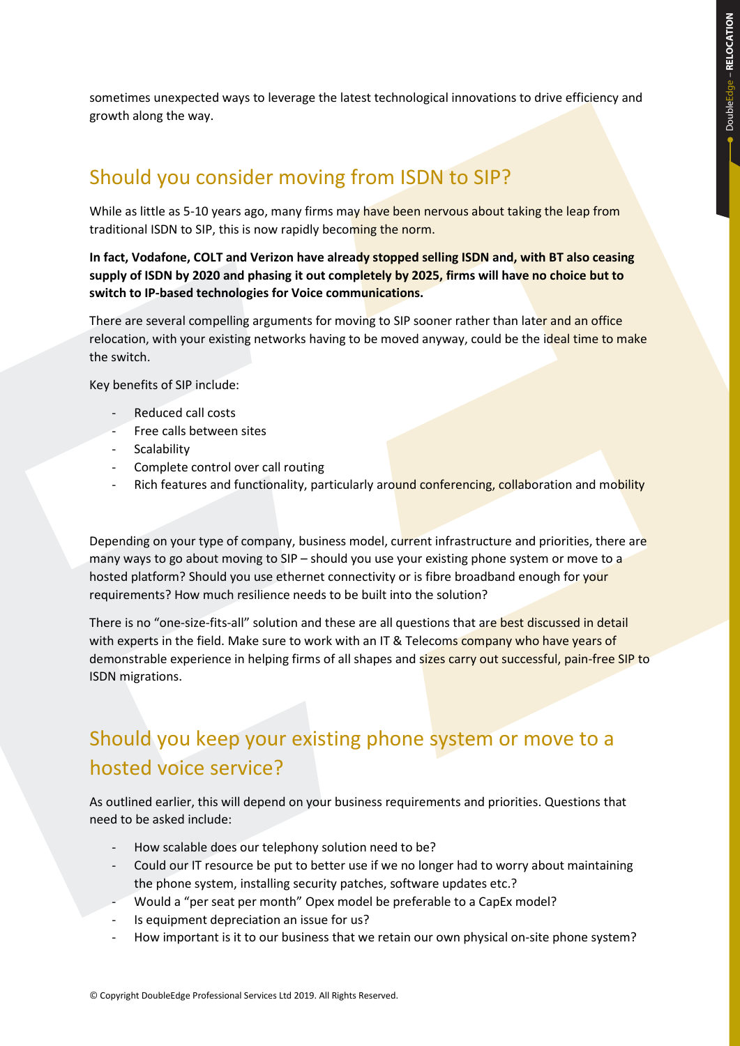sometimes unexpected ways to leverage the latest technological innovations to drive efficiency and growth along the way.

## Should you consider moving from ISDN to SIP?

While as little as 5-10 years ago, many firms may have been nervous about taking the leap from traditional ISDN to SIP, this is now rapidly becoming the norm.

**In fact, Vodafone, COLT and Verizon have already stopped selling ISDN and, with BT also ceasing supply of ISDN by 2020 and phasing it out completely by 2025, firms will have no choice but to switch to IP-based technologies for Voice communications.**

There are several compelling arguments for moving to SIP sooner rather than later and an office relocation, with your existing networks having to be moved anyway, could be the ideal time to make the switch.

Key benefits of SIP include:

- Reduced call costs
- Free calls between sites
- Scalability
- Complete control over call routing
- Rich features and functionality, particularly around conferencing, collaboration and mobility

Depending on your type of company, business model, current infrastructure and priorities, there are many ways to go about moving to SIP – should you use your existing phone system or move to a hosted platform? Should you use ethernet connectivity or is fibre broadband enough for your requirements? How much resilience needs to be built into the solution?

There is no "one-size-fits-all" solution and these are all questions that are best discussed in detail with experts in the field. Make sure to work with an IT & Telecoms company who have years of demonstrable experience in helping firms of all shapes and sizes carry out successful, pain-free SIP to ISDN migrations.

## Should you keep your existing phone system or move to a hosted voice service?

As outlined earlier, this will depend on your business requirements and priorities. Questions that need to be asked include:

- How scalable does our telephony solution need to be?
- Could our IT resource be put to better use if we no longer had to worry about maintaining the phone system, installing security patches, software updates etc.?
- Would a "per seat per month" Opex model be preferable to a CapEx model?
- Is equipment depreciation an issue for us?
- How important is it to our business that we retain our own physical on-site phone system?

© Copyright DoubleEdge Professional Services Ltd 2019. All Rights Reserved.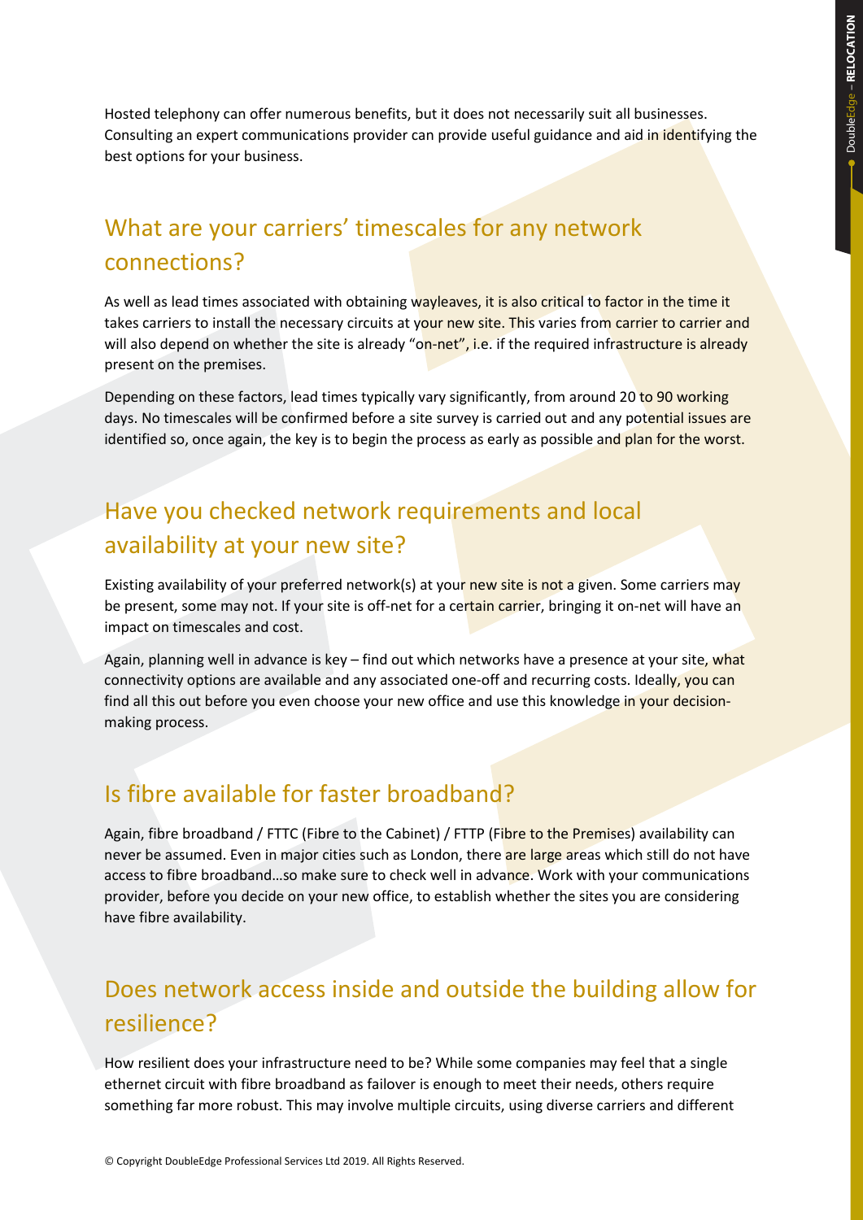Hosted telephony can offer numerous benefits, but it does not necessarily suit all businesses. Consulting an expert communications provider can provide useful guidance and aid in identifying the best options for your business.

## What are your carriers' timescales for any network connections?

As well as lead times associated with obtaining wayleaves, it is also critical to factor in the time it takes carriers to install the necessary circuits at your new site. This varies from carrier to carrier and will also depend on whether the site is already "on-net", i.e. if the required infrastructure is already present on the premises.

Depending on these factors, lead times typically vary significantly, from around 20 to 90 working days. No timescales will be confirmed before a site survey is carried out and any potential issues are identified so, once again, the key is to begin the process as early as possible and plan for the worst.

## Have you checked network requirements and local availability at your new site?

Existing availability of your preferred network(s) at your new site is not a given. Some carriers may be present, some may not. If your site is off-net for a certain carrier, bringing it on-net will have an impact on timescales and cost.

Again, planning well in advance is key – find out which networks have a presence at your site, what connectivity options are available and any associated one-off and recurring costs. Ideally, you can find all this out before you even choose your new office and use this knowledge in your decision-making process.

## Is fibre available for faster broadband?

Again, fibre broadband / FTTC (Fibre to the Cabinet) / FTTP (Fibre to the Premises) availability can never be assumed. Even in major cities such as London, there are large areas which still do not have access to fibre broadband…so make sure to check well in advance. Work with your communications provider, before you decide on your new office, to establish whether the sites you are considering have fibre availability.

## Does network access inside and outside the building allow for resilience?

How resilient does your infrastructure need to be? While some companies may feel that a single ethernet circuit with fibre broadband as failover is enough to meet their needs, others require something far more robust. This may involve multiple circuits, using diverse carriers and different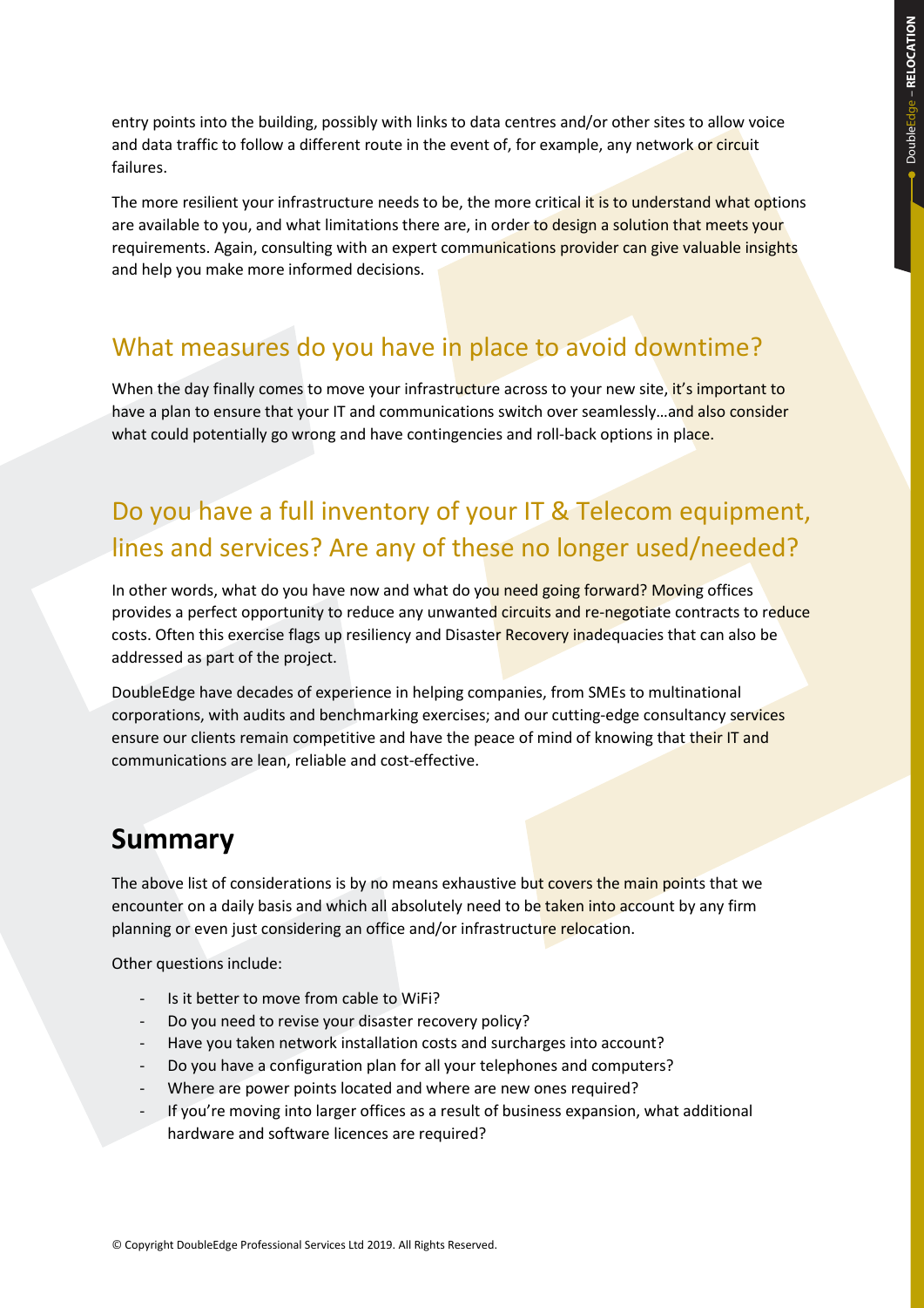entry points into the building, possibly with links to data centres and/or other sites to allow voice and data traffic to follow a different route in the event of, for example, any network or circuit failures.

The more resilient your infrastructure needs to be, the more critical it is to understand what options are available to you, and what limitations there are, in order to design a solution that meets your requirements. Again, consulting with an expert communications provider can give valuable insights and help you make more informed decisions.

## What measures do you have in place to avoid downtime?

When the day finally comes to move your infrastructure across to your new site, it's important to have a plan to ensure that your IT and communications switch over seamlessly…and also consider what could potentially go wrong and have contingencies and roll-back options in place.

## Do you have a full inventory of your IT & Telecom equipment, lines and services? Are any of these no longer used/needed?

In other words, what do you have now and what do you need going forward? Moving offices provides a perfect opportunity to reduce any unwanted circuits and re-negotiate contracts to reduce costs. Often this exercise flags up resiliency and Disaster Recovery inadequacies that can also be addressed as part of the project.

DoubleEdge have decades of experience in helping companies, from SMEs to multinational corporations, with audits and benchmarking exercises; and our cutting-edge consultancy services ensure our clients remain competitive and have the peace of mind of knowing that their IT and communications are lean, reliable and cost-effective.

# Summary

The above list of considerations is by no means exhaustive but covers the main points that we encounter on a daily basis and which all absolutely need to be taken into account by any firm planning or even just considering an office and/or infrastructure relocation.

Other questions include:

- Is it better to move from cable to WiFi?
- Do you need to revise your disaster recovery policy?
- Have you taken network installation costs and surcharges into account?
- Do you have a configuration plan for all your telephones and computers?
- Where are power points located and where are new ones required?
- If you're moving into larger offices as a result of business expansion, what additional hardware and software licences are required?

© Copyright DoubleEdge Professional Services Ltd 2019. All Rights Reserved.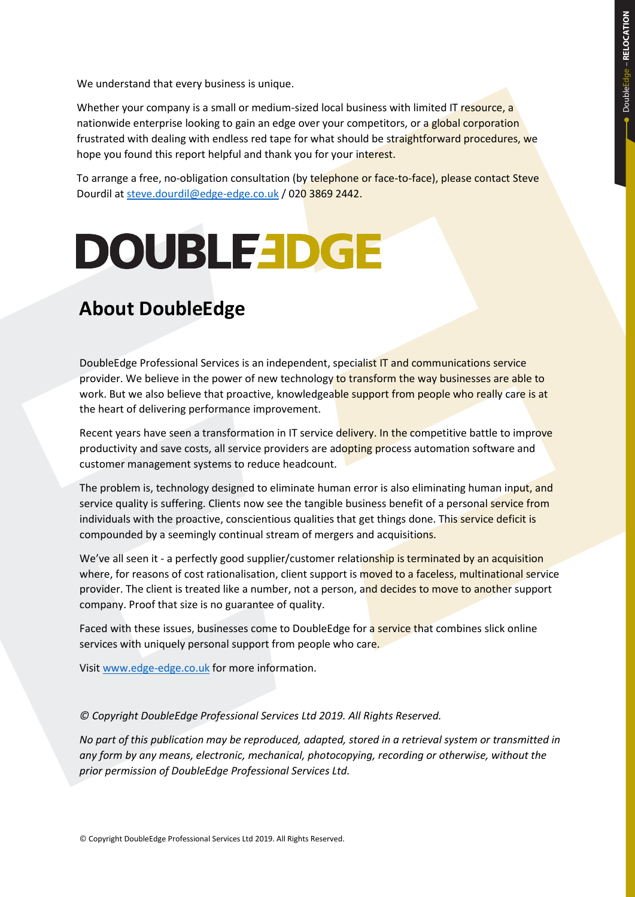We understand that every business is unique.

Whether your company is a small or medium-sized local business with limited IT resource, a nationwide enterprise looking to gain an edge over your competitors, or a global corporation frustrated with dealing with endless red tape for what should be straightforward procedures, we hope you found this report helpful and thank you for your interest.

To arrange a free, no-obligation consultation (by telephone or face-to-face), please contact Steve Dourdil at steve.dourdil@edge-edge.co.uk / 020 3869 2442.

DOUBLEEDGE

## About DoubleEdge

DoubleEdge Professional Services is an independent, specialist IT and communications service provider. We believe in the power of new technology to transform the way businesses are able to work. But we also believe that proactive, knowledgeable support from people who really care is at the heart of delivering performance improvement.

Recent years have seen a transformation in IT service delivery. In the competitive battle to improve productivity and save costs, all service providers are adopting process automation software and customer management systems to reduce headcount.

The problem is, technology designed to eliminate human error is also eliminating human input, and service quality is suffering. Clients now see the tangible business benefit of a personal service from individuals with the proactive, conscientious qualities that get things done. This service deficit is compounded by a seemingly continual stream of mergers and acquisitions.

We've all seen it - a perfectly good supplier/customer relationship is terminated by an acquisition where, for reasons of cost rationalisation, client support is moved to a faceless, multinational service provider. The client is treated like a number, not a person, and decides to move to another support company. Proof that size is no guarantee of quality.

Faced with these issues, businesses come to DoubleEdge for a service that combines slick online services with uniquely personal support from people who care.

Visit www.edge-edge.co.uk for more information.

*© Copyright DoubleEdge Professional Services Ltd 2019. All Rights Reserved.*

*No part of this publication may be reproduced, adapted, stored in a retrieval system or transmitted in any form by any means, electronic, mechanical, photocopying, recording or otherwise, without the prior permission of DoubleEdge Professional Services Ltd.*